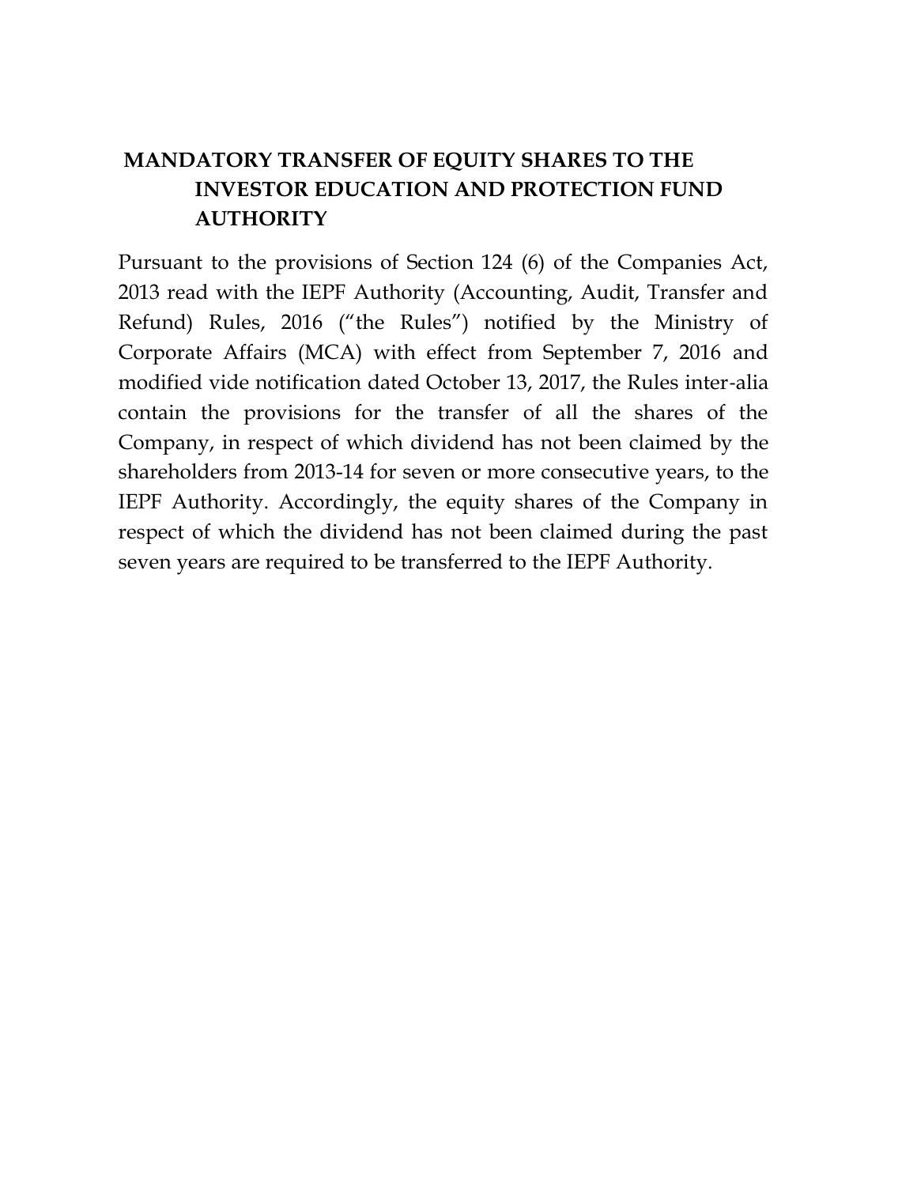# MANDATORY TRANSFER OF EQUITY SHARES TO THE INVESTOR EDUCATION AND PROTECTION FUND AUTHORITY

Pursuant to the provisions of Section 124 (6) of the Companies Act, 2013 read with the IEPF Authority (Accounting, Audit, Transfer and Refund) Rules, 2016 ("the Rules") notified by the Ministry of Corporate Affairs (MCA) with effect from September 7, 2016 and modified vide notification dated October 13, 2017, the Rules inter-alia contain the provisions for the transfer of all the shares of the Company, in respect of which dividend has not been claimed by the shareholders from 2013-14 for seven or more consecutive years, to the IEPF Authority. Accordingly, the equity shares of the Company in respect of which the dividend has not been claimed during the past seven years are required to be transferred to the IEPF Authority.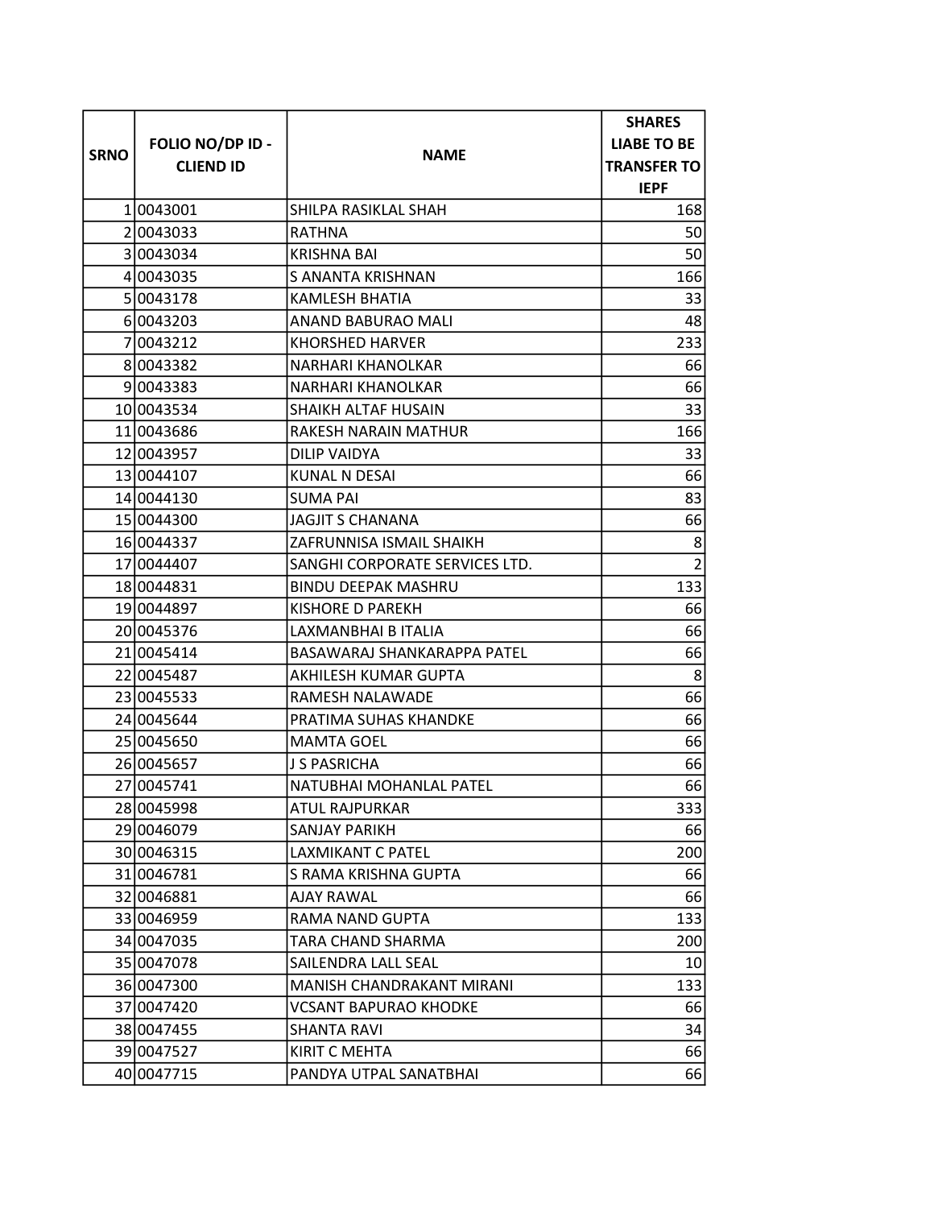| SRNO | FOLIO NO/DP ID - CLIEND ID | NAME | SHARES LIABE TO BE TRANSFER TO IEPF |
|---|---|---|---|
| 1 | 0043001 | SHILPA RASIKLAL SHAH | 168 |
| 2 | 0043033 | RATHNA | 50 |
| 3 | 0043034 | KRISHNA BAI | 50 |
| 4 | 0043035 | S ANANTA KRISHNAN | 166 |
| 5 | 0043178 | KAMLESH BHATIA | 33 |
| 6 | 0043203 | ANAND BABURAO MALI | 48 |
| 7 | 0043212 | KHORSHED HARVER | 233 |
| 8 | 0043382 | NARHARI KHANOLKAR | 66 |
| 9 | 0043383 | NARHARI KHANOLKAR | 66 |
| 10 | 0043534 | SHAIKH ALTAF HUSAIN | 33 |
| 11 | 0043686 | RAKESH NARAIN MATHUR | 166 |
| 12 | 0043957 | DILIP VAIDYA | 33 |
| 13 | 0044107 | KUNAL N DESAI | 66 |
| 14 | 0044130 | SUMA PAI | 83 |
| 15 | 0044300 | JAGJIT S CHANANA | 66 |
| 16 | 0044337 | ZAFRUNNISA ISMAIL SHAIKH | 8 |
| 17 | 0044407 | SANGHI CORPORATE SERVICES LTD. | 2 |
| 18 | 0044831 | BINDU DEEPAK MASHRU | 133 |
| 19 | 0044897 | KISHORE D PAREKH | 66 |
| 20 | 0045376 | LAXMANBHAI B ITALIA | 66 |
| 21 | 0045414 | BASAWARAJ SHANKARAPPA PATEL | 66 |
| 22 | 0045487 | AKHILESH KUMAR GUPTA | 8 |
| 23 | 0045533 | RAMESH NALAWADE | 66 |
| 24 | 0045644 | PRATIMA SUHAS KHANDKE | 66 |
| 25 | 0045650 | MAMTA GOEL | 66 |
| 26 | 0045657 | J S PASRICHA | 66 |
| 27 | 0045741 | NATUBHAI MOHANLAL PATEL | 66 |
| 28 | 0045998 | ATUL RAJPURKAR | 333 |
| 29 | 0046079 | SANJAY PARIKH | 66 |
| 30 | 0046315 | LAXMIKANT C PATEL | 200 |
| 31 | 0046781 | S RAMA KRISHNA GUPTA | 66 |
| 32 | 0046881 | AJAY RAWAL | 66 |
| 33 | 0046959 | RAMA NAND GUPTA | 133 |
| 34 | 0047035 | TARA CHAND SHARMA | 200 |
| 35 | 0047078 | SAILENDRA LALL SEAL | 10 |
| 36 | 0047300 | MANISH CHANDRAKANT MIRANI | 133 |
| 37 | 0047420 | VCSANT BAPURAO KHODKE | 66 |
| 38 | 0047455 | SHANTA RAVI | 34 |
| 39 | 0047527 | KIRIT C MEHTA | 66 |
| 40 | 0047715 | PANDYA UTPAL SANATBHAI | 66 |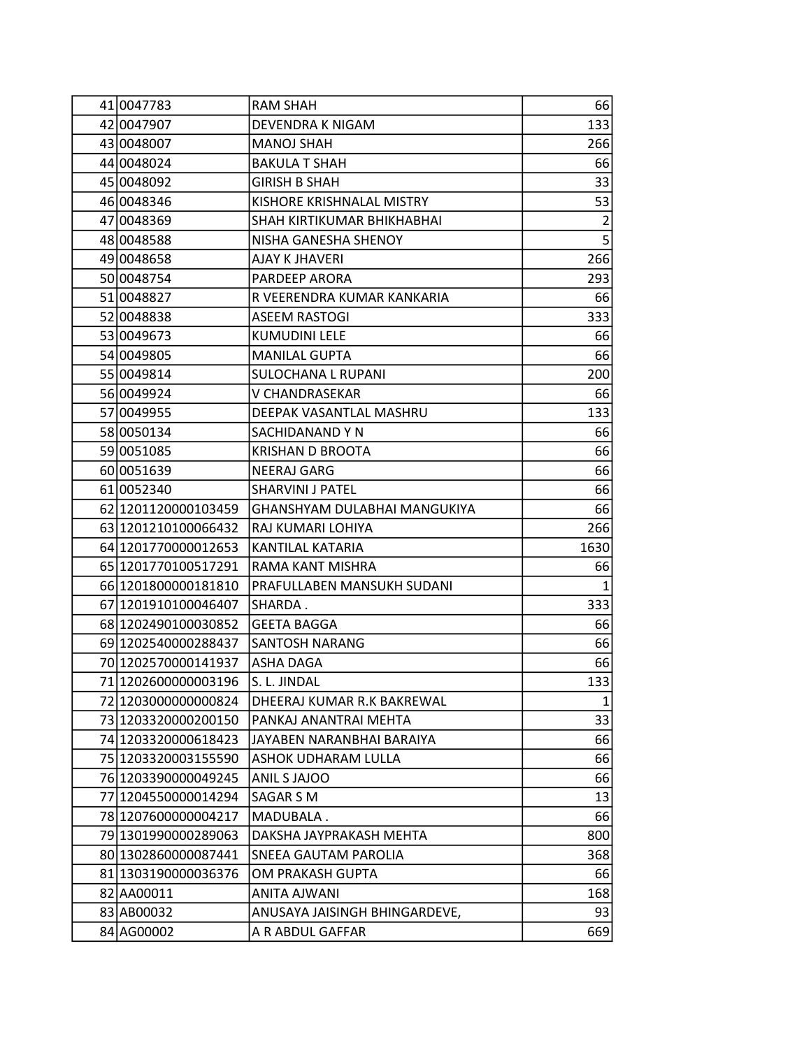| | | | |
|---|---|---|---|
| 41 | 0047783 | RAM SHAH | 66 |
| 42 | 0047907 | DEVENDRA K NIGAM | 133 |
| 43 | 0048007 | MANOJ SHAH | 266 |
| 44 | 0048024 | BAKULA T SHAH | 66 |
| 45 | 0048092 | GIRISH B SHAH | 33 |
| 46 | 0048346 | KISHORE KRISHNALAL MISTRY | 53 |
| 47 | 0048369 | SHAH KIRTIKUMAR BHIKHABHAI | 2 |
| 48 | 0048588 | NISHA GANESHA SHENOY | 5 |
| 49 | 0048658 | AJAY K JHAVERI | 266 |
| 50 | 0048754 | PARDEEP ARORA | 293 |
| 51 | 0048827 | R VEERENDRA KUMAR KANKARIA | 66 |
| 52 | 0048838 | ASEEM RASTOGI | 333 |
| 53 | 0049673 | KUMUDINI LELE | 66 |
| 54 | 0049805 | MANILAL GUPTA | 66 |
| 55 | 0049814 | SULOCHANA L RUPANI | 200 |
| 56 | 0049924 | V CHANDRASEKAR | 66 |
| 57 | 0049955 | DEEPAK VASANTLAL MASHRU | 133 |
| 58 | 0050134 | SACHIDANAND Y N | 66 |
| 59 | 0051085 | KRISHAN D BROOTA | 66 |
| 60 | 0051639 | NEERAJ GARG | 66 |
| 61 | 0052340 | SHARVINI J PATEL | 66 |
| 62 | 1201120000103459 | GHANSHYAM DULABHAI MANGUKIYA | 66 |
| 63 | 1201210100066432 | RAJ KUMARI LOHIYA | 266 |
| 64 | 1201770000012653 | KANTILAL KATARIA | 1630 |
| 65 | 1201770100517291 | RAMA KANT MISHRA | 66 |
| 66 | 1201800000181810 | PRAFULLABEN MANSUKH SUDANI | 1 |
| 67 | 1201910100046407 | SHARDA . | 333 |
| 68 | 1202490100030852 | GEETA BAGGA | 66 |
| 69 | 1202540000288437 | SANTOSH NARANG | 66 |
| 70 | 1202570000141937 | ASHA DAGA | 66 |
| 71 | 1202600000003196 | S. L. JINDAL | 133 |
| 72 | 1203000000000824 | DHEERAJ KUMAR R.K BAKREWAL | 1 |
| 73 | 1203320000200150 | PANKAJ ANANTRAI MEHTA | 33 |
| 74 | 1203320000618423 | JAYABEN NARANBHAI BARAIYA | 66 |
| 75 | 1203320003155590 | ASHOK UDHARAM LULLA | 66 |
| 76 | 1203390000049245 | ANIL S JAJOO | 66 |
| 77 | 1204550000014294 | SAGAR S M | 13 |
| 78 | 1207600000004217 | MADUBALA . | 66 |
| 79 | 1301990000289063 | DAKSHA JAYPRAKASH MEHTA | 800 |
| 80 | 1302860000087441 | SNEEA GAUTAM PAROLIA | 368 |
| 81 | 1303190000036376 | OM PRAKASH GUPTA | 66 |
| 82 | AA00011 | ANITA AJWANI | 168 |
| 83 | AB00032 | ANUSAYA JAISINGH BHINGARDEVE, | 93 |
| 84 | AG00002 | A R ABDUL GAFFAR | 669 |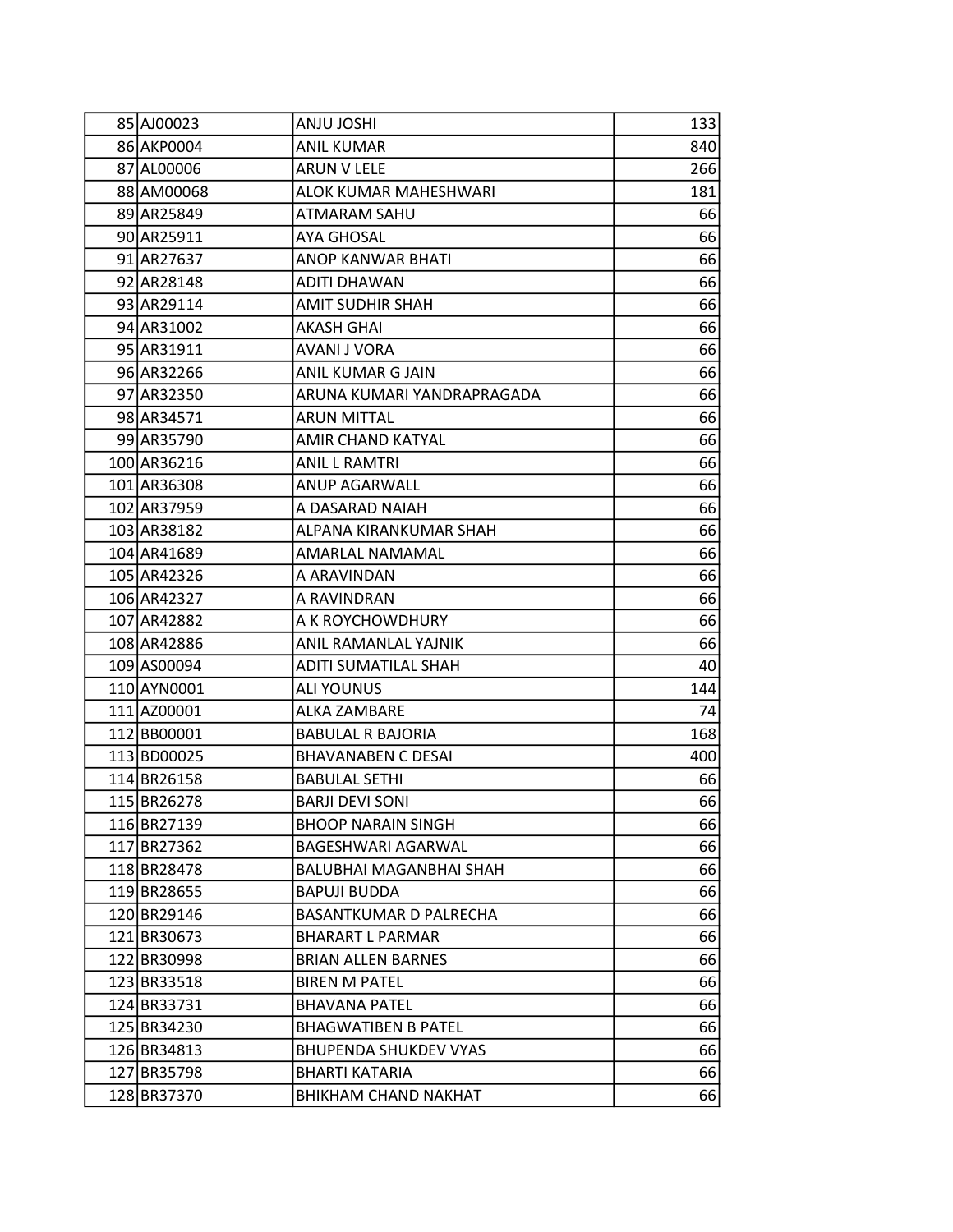| | | | |
|---|---|---|---|
| 85 | AJ00023 | ANJU JOSHI | 133 |
| 86 | AKP0004 | ANIL KUMAR | 840 |
| 87 | AL00006 | ARUN V LELE | 266 |
| 88 | AM00068 | ALOK KUMAR MAHESHWARI | 181 |
| 89 | AR25849 | ATMARAM SAHU | 66 |
| 90 | AR25911 | AYA GHOSAL | 66 |
| 91 | AR27637 | ANOP KANWAR BHATI | 66 |
| 92 | AR28148 | ADITI DHAWAN | 66 |
| 93 | AR29114 | AMIT SUDHIR SHAH | 66 |
| 94 | AR31002 | AKASH GHAI | 66 |
| 95 | AR31911 | AVANI J VORA | 66 |
| 96 | AR32266 | ANIL KUMAR G JAIN | 66 |
| 97 | AR32350 | ARUNA KUMARI YANDRAPRAGADA | 66 |
| 98 | AR34571 | ARUN MITTAL | 66 |
| 99 | AR35790 | AMIR CHAND KATYAL | 66 |
| 100 | AR36216 | ANIL L RAMTRI | 66 |
| 101 | AR36308 | ANUP AGARWALL | 66 |
| 102 | AR37959 | A DASARAD NAIAH | 66 |
| 103 | AR38182 | ALPANA KIRANKUMAR SHAH | 66 |
| 104 | AR41689 | AMARLAL NAMAMAL | 66 |
| 105 | AR42326 | A ARAVINDAN | 66 |
| 106 | AR42327 | A RAVINDRAN | 66 |
| 107 | AR42882 | A K ROYCHOWDHURY | 66 |
| 108 | AR42886 | ANIL RAMANLAL YAJNIK | 66 |
| 109 | AS00094 | ADITI SUMATILAL SHAH | 40 |
| 110 | AYN0001 | ALI YOUNUS | 144 |
| 111 | AZ00001 | ALKA ZAMBARE | 74 |
| 112 | BB00001 | BABULAL R BAJORIA | 168 |
| 113 | BD00025 | BHAVANABEN C DESAI | 400 |
| 114 | BR26158 | BABULAL SETHI | 66 |
| 115 | BR26278 | BARJI DEVI SONI | 66 |
| 116 | BR27139 | BHOOP NARAIN SINGH | 66 |
| 117 | BR27362 | BAGESHWARI AGARWAL | 66 |
| 118 | BR28478 | BALUBHAI MAGANBHAI SHAH | 66 |
| 119 | BR28655 | BAPUJI BUDDA | 66 |
| 120 | BR29146 | BASANTKUMAR D PALRECHA | 66 |
| 121 | BR30673 | BHARART L PARMAR | 66 |
| 122 | BR30998 | BRIAN ALLEN BARNES | 66 |
| 123 | BR33518 | BIREN M PATEL | 66 |
| 124 | BR33731 | BHAVANA PATEL | 66 |
| 125 | BR34230 | BHAGWATIBEN B PATEL | 66 |
| 126 | BR34813 | BHUPENDA SHUKDEV VYAS | 66 |
| 127 | BR35798 | BHARTI KATARIA | 66 |
| 128 | BR37370 | BHIKHAM CHAND NAKHAT | 66 |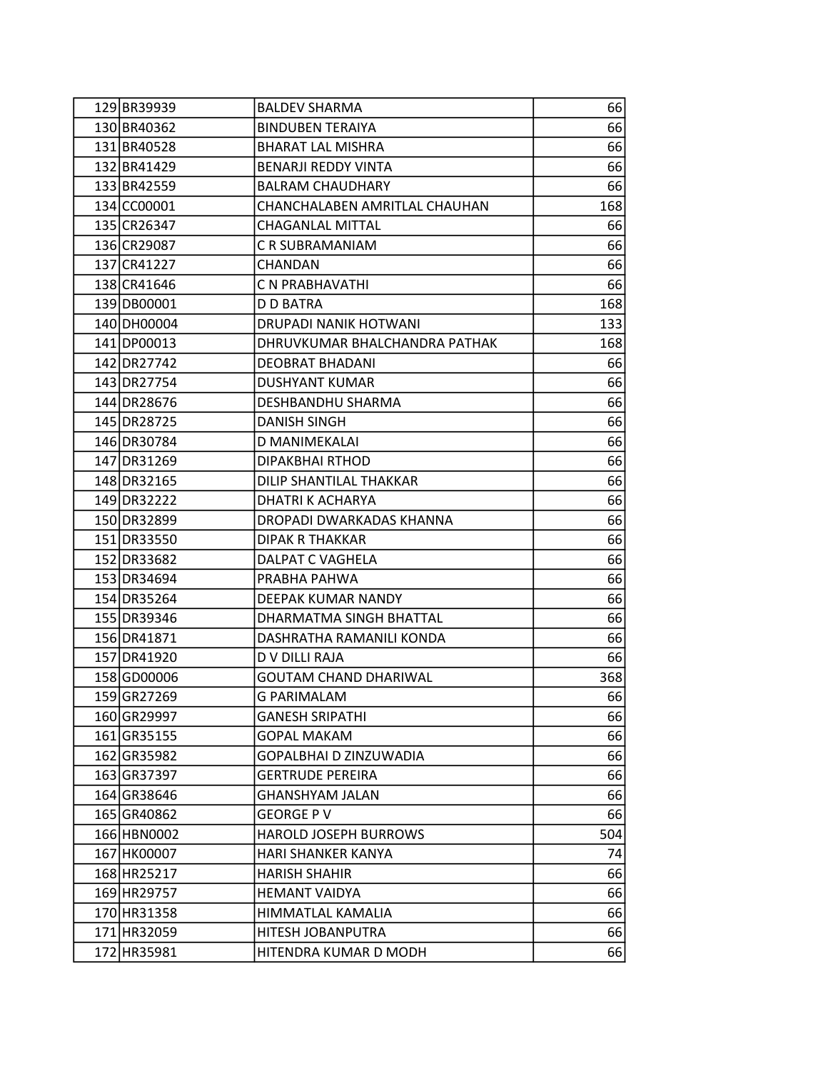| | | | |
|---|---|---|---|
| 129 | BR39939 | BALDEV SHARMA | 66 |
| 130 | BR40362 | BINDUBEN TERAIYA | 66 |
| 131 | BR40528 | BHARAT LAL MISHRA | 66 |
| 132 | BR41429 | BENARJI REDDY VINTA | 66 |
| 133 | BR42559 | BALRAM CHAUDHARY | 66 |
| 134 | CC00001 | CHANCHALABEN AMRITLAL CHAUHAN | 168 |
| 135 | CR26347 | CHAGANLAL MITTAL | 66 |
| 136 | CR29087 | C R SUBRAMANIAM | 66 |
| 137 | CR41227 | CHANDAN | 66 |
| 138 | CR41646 | C N PRABHAVATHI | 66 |
| 139 | DB00001 | D D BATRA | 168 |
| 140 | DH00004 | DRUPADI NANIK HOTWANI | 133 |
| 141 | DP00013 | DHRUVKUMAR BHALCHANDRA PATHAK | 168 |
| 142 | DR27742 | DEOBRAT BHADANI | 66 |
| 143 | DR27754 | DUSHYANT KUMAR | 66 |
| 144 | DR28676 | DESHBANDHU SHARMA | 66 |
| 145 | DR28725 | DANISH SINGH | 66 |
| 146 | DR30784 | D MANIMEKALAI | 66 |
| 147 | DR31269 | DIPAKBHAI RTHOD | 66 |
| 148 | DR32165 | DILIP SHANTILAL THAKKAR | 66 |
| 149 | DR32222 | DHATRI K ACHARYA | 66 |
| 150 | DR32899 | DROPADI DWARKADAS KHANNA | 66 |
| 151 | DR33550 | DIPAK R THAKKAR | 66 |
| 152 | DR33682 | DALPAT C VAGHELA | 66 |
| 153 | DR34694 | PRABHA PAHWA | 66 |
| 154 | DR35264 | DEEPAK KUMAR NANDY | 66 |
| 155 | DR39346 | DHARMATMA SINGH BHATTAL | 66 |
| 156 | DR41871 | DASHRATHA RAMANILI KONDA | 66 |
| 157 | DR41920 | D V DILLI RAJA | 66 |
| 158 | GD00006 | GOUTAM CHAND DHARIWAL | 368 |
| 159 | GR27269 | G PARIMALAM | 66 |
| 160 | GR29997 | GANESH SRIPATHI | 66 |
| 161 | GR35155 | GOPAL MAKAM | 66 |
| 162 | GR35982 | GOPALBHAI D ZINZUWADIA | 66 |
| 163 | GR37397 | GERTRUDE PEREIRA | 66 |
| 164 | GR38646 | GHANSHYAM JALAN | 66 |
| 165 | GR40862 | GEORGE P V | 66 |
| 166 | HBN0002 | HAROLD JOSEPH BURROWS | 504 |
| 167 | HK00007 | HARI SHANKER KANYA | 74 |
| 168 | HR25217 | HARISH SHAHIR | 66 |
| 169 | HR29757 | HEMANT VAIDYA | 66 |
| 170 | HR31358 | HIMMATLAL KAMALIA | 66 |
| 171 | HR32059 | HITESH JOBANPUTRA | 66 |
| 172 | HR35981 | HITENDRA KUMAR D MODH | 66 |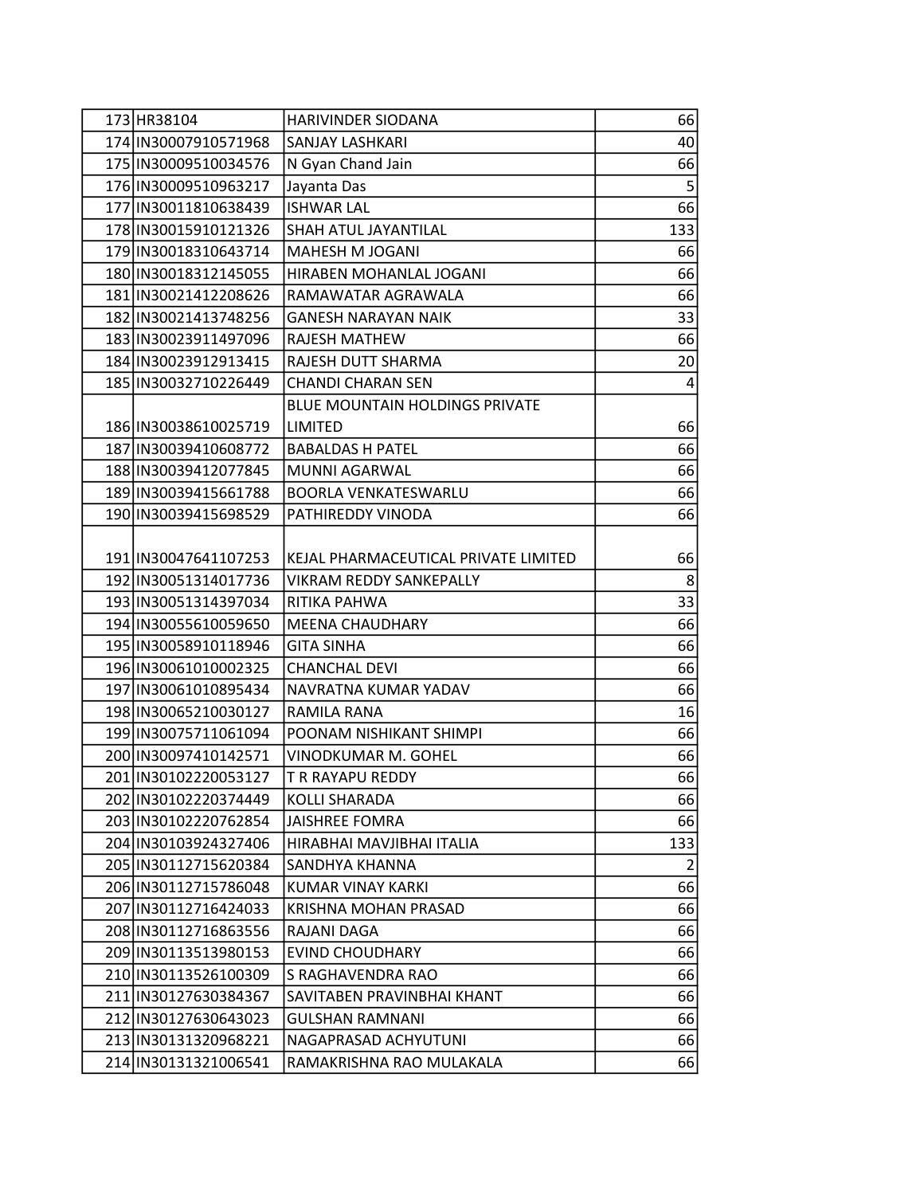| | | | |
|---|---|---|---|
| 173 | HR38104 | HARIVINDER SIODANA | 66 |
| 174 | IN30007910571968 | SANJAY LASHKARI | 40 |
| 175 | IN30009510034576 | N Gyan Chand Jain | 66 |
| 176 | IN30009510963217 | Jayanta Das | 5 |
| 177 | IN30011810638439 | ISHWAR LAL | 66 |
| 178 | IN30015910121326 | SHAH ATUL JAYANTILAL | 133 |
| 179 | IN30018310643714 | MAHESH M JOGANI | 66 |
| 180 | IN30018312145055 | HIRABEN MOHANLAL JOGANI | 66 |
| 181 | IN30021412208626 | RAMAWATAR AGRAWALA | 66 |
| 182 | IN30021413748256 | GANESH NARAYAN NAIK | 33 |
| 183 | IN30023911497096 | RAJESH MATHEW | 66 |
| 184 | IN30023912913415 | RAJESH DUTT SHARMA | 20 |
| 185 | IN30032710226449 | CHANDI CHARAN SEN | 4 |
| 186 | IN30038610025719 | BLUE MOUNTAIN HOLDINGS PRIVATE LIMITED | 66 |
| 187 | IN30039410608772 | BABALDAS H PATEL | 66 |
| 188 | IN30039412077845 | MUNNI AGARWAL | 66 |
| 189 | IN30039415661788 | BOORLA VENKATESWARLU | 66 |
| 190 | IN30039415698529 | PATHIREDDY VINODA | 66 |
| 191 | IN30047641107253 | KEJAL PHARMACEUTICAL PRIVATE LIMITED | 66 |
| 192 | IN30051314017736 | VIKRAM REDDY SANKEPALLY | 8 |
| 193 | IN30051314397034 | RITIKA PAHWA | 33 |
| 194 | IN30055610059650 | MEENA CHAUDHARY | 66 |
| 195 | IN30058910118946 | GITA SINHA | 66 |
| 196 | IN30061010002325 | CHANCHAL DEVI | 66 |
| 197 | IN30061010895434 | NAVRATNA KUMAR YADAV | 66 |
| 198 | IN30065210030127 | RAMILA RANA | 16 |
| 199 | IN30075711061094 | POONAM NISHIKANT SHIMPI | 66 |
| 200 | IN30097410142571 | VINODKUMAR M. GOHEL | 66 |
| 201 | IN30102220053127 | T R RAYAPU REDDY | 66 |
| 202 | IN30102220374449 | KOLLI SHARADA | 66 |
| 203 | IN30102220762854 | JAISHREE FOMRA | 66 |
| 204 | IN30103924327406 | HIRABHAI MAVJIBHAI ITALIA | 133 |
| 205 | IN30112715620384 | SANDHYA KHANNA | 2 |
| 206 | IN30112715786048 | KUMAR VINAY KARKI | 66 |
| 207 | IN30112716424033 | KRISHNA MOHAN PRASAD | 66 |
| 208 | IN30112716863556 | RAJANI DAGA | 66 |
| 209 | IN30113513980153 | EVIND CHOUDHARY | 66 |
| 210 | IN30113526100309 | S RAGHAVENDRA RAO | 66 |
| 211 | IN30127630384367 | SAVITABEN PRAVINBHAI KHANT | 66 |
| 212 | IN30127630643023 | GULSHAN RAMNANI | 66 |
| 213 | IN30131320968221 | NAGAPRASAD ACHYUTUNI | 66 |
| 214 | IN30131321006541 | RAMAKRISHNA RAO MULAKALA | 66 |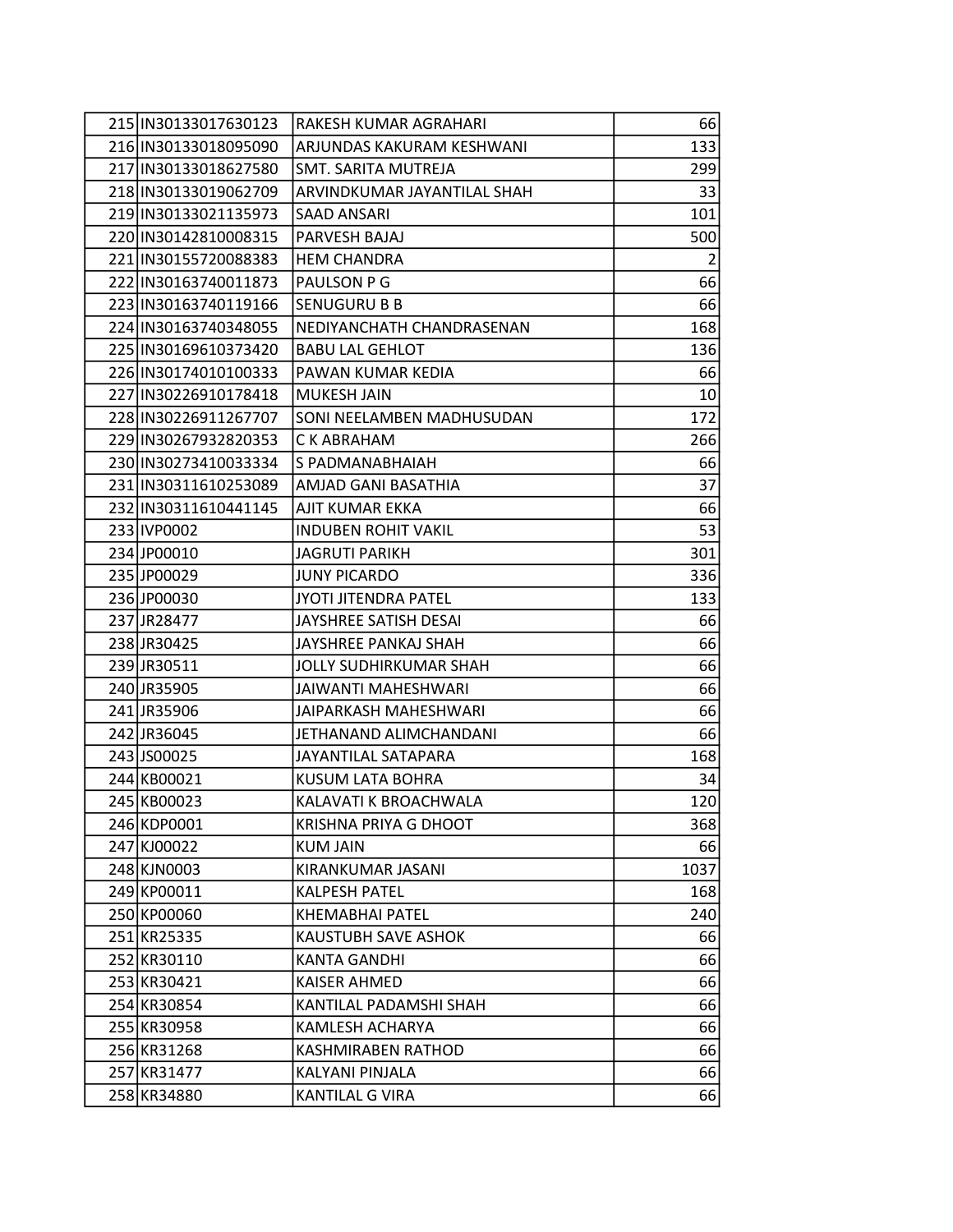| | | | |
|---|---|---|---|
| 215 | IN30133017630123 | RAKESH KUMAR AGRAHARI | 66 |
| 216 | IN30133018095090 | ARJUNDAS KAKURAM KESHWANI | 133 |
| 217 | IN30133018627580 | SMT. SARITA MUTREJA | 299 |
| 218 | IN30133019062709 | ARVINDKUMAR JAYANTILAL SHAH | 33 |
| 219 | IN30133021135973 | SAAD ANSARI | 101 |
| 220 | IN30142810008315 | PARVESH BAJAJ | 500 |
| 221 | IN30155720088383 | HEM CHANDRA | 2 |
| 222 | IN30163740011873 | PAULSON P G | 66 |
| 223 | IN30163740119166 | SENUGURU B B | 66 |
| 224 | IN30163740348055 | NEDIYANCHATH CHANDRASENAN | 168 |
| 225 | IN30169610373420 | BABU LAL GEHLOT | 136 |
| 226 | IN30174010100333 | PAWAN KUMAR KEDIA | 66 |
| 227 | IN30226910178418 | MUKESH JAIN | 10 |
| 228 | IN30226911267707 | SONI NEELAMBEN MADHUSUDAN | 172 |
| 229 | IN30267932820353 | C K ABRAHAM | 266 |
| 230 | IN30273410033334 | S PADMANABHAIAH | 66 |
| 231 | IN30311610253089 | AMJAD GANI BASATHIA | 37 |
| 232 | IN30311610441145 | AJIT KUMAR EKKA | 66 |
| 233 | IVP0002 | INDUBEN ROHIT VAKIL | 53 |
| 234 | JP00010 | JAGRUTI PARIKH | 301 |
| 235 | JP00029 | JUNY PICARDO | 336 |
| 236 | JP00030 | JYOTI JITENDRA PATEL | 133 |
| 237 | JR28477 | JAYSHREE SATISH DESAI | 66 |
| 238 | JR30425 | JAYSHREE PANKAJ SHAH | 66 |
| 239 | JR30511 | JOLLY SUDHIRKUMAR SHAH | 66 |
| 240 | JR35905 | JAIWANTI MAHESHWARI | 66 |
| 241 | JR35906 | JAIPARKASH MAHESHWARI | 66 |
| 242 | JR36045 | JETHANAND ALIMCHANDANI | 66 |
| 243 | JS00025 | JAYANTILAL SATAPARA | 168 |
| 244 | KB00021 | KUSUM LATA BOHRA | 34 |
| 245 | KB00023 | KALAVATI K BROACHWALA | 120 |
| 246 | KDP0001 | KRISHNA PRIYA G DHOOT | 368 |
| 247 | KJ00022 | KUM JAIN | 66 |
| 248 | KJN0003 | KIRANKUMAR JASANI | 1037 |
| 249 | KP00011 | KALPESH PATEL | 168 |
| 250 | KP00060 | KHEMABHAI PATEL | 240 |
| 251 | KR25335 | KAUSTUBH SAVE ASHOK | 66 |
| 252 | KR30110 | KANTA GANDHI | 66 |
| 253 | KR30421 | KAISER AHMED | 66 |
| 254 | KR30854 | KANTILAL PADAMSHI SHAH | 66 |
| 255 | KR30958 | KAMLESH ACHARYA | 66 |
| 256 | KR31268 | KASHMIRABEN RATHOD | 66 |
| 257 | KR31477 | KALYANI PINJALA | 66 |
| 258 | KR34880 | KANTILAL G VIRA | 66 |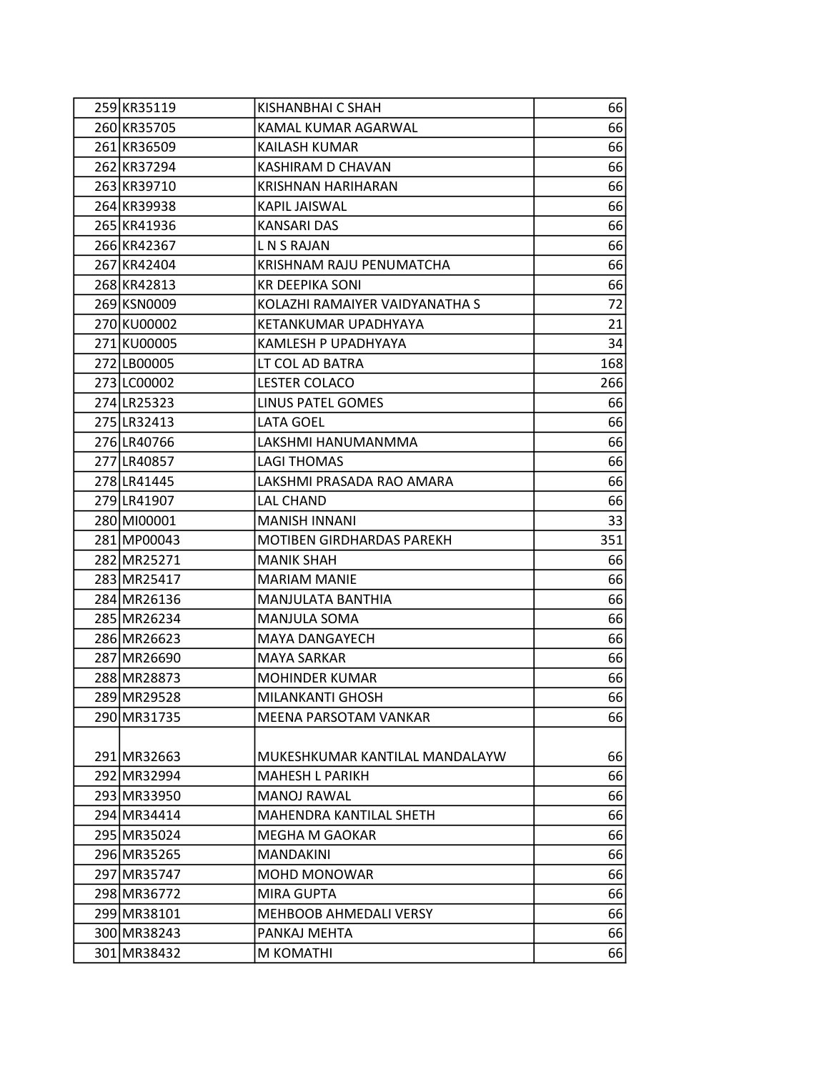| | | | |
|---|---|---|---|
| 259 | KR35119 | KISHANBHAI C SHAH | 66 |
| 260 | KR35705 | KAMAL KUMAR AGARWAL | 66 |
| 261 | KR36509 | KAILASH KUMAR | 66 |
| 262 | KR37294 | KASHIRAM D CHAVAN | 66 |
| 263 | KR39710 | KRISHNAN HARIHARAN | 66 |
| 264 | KR39938 | KAPIL JAISWAL | 66 |
| 265 | KR41936 | KANSARI DAS | 66 |
| 266 | KR42367 | L N S RAJAN | 66 |
| 267 | KR42404 | KRISHNAM RAJU PENUMATCHA | 66 |
| 268 | KR42813 | KR DEEPIKA SONI | 66 |
| 269 | KSN0009 | KOLAZHI RAMAIYER VAIDYANATHA S | 72 |
| 270 | KU00002 | KETANKUMAR UPADHYAYA | 21 |
| 271 | KU00005 | KAMLESH P UPADHYAYA | 34 |
| 272 | LB00005 | LT COL AD BATRA | 168 |
| 273 | LC00002 | LESTER COLACO | 266 |
| 274 | LR25323 | LINUS PATEL GOMES | 66 |
| 275 | LR32413 | LATA GOEL | 66 |
| 276 | LR40766 | LAKSHMI HANUMANMMA | 66 |
| 277 | LR40857 | LAGI THOMAS | 66 |
| 278 | LR41445 | LAKSHMI PRASADA RAO AMARA | 66 |
| 279 | LR41907 | LAL CHAND | 66 |
| 280 | MI00001 | MANISH INNANI | 33 |
| 281 | MP00043 | MOTIBEN GIRDHARDAS PAREKH | 351 |
| 282 | MR25271 | MANIK SHAH | 66 |
| 283 | MR25417 | MARIAM MANIE | 66 |
| 284 | MR26136 | MANJULATA BANTHIA | 66 |
| 285 | MR26234 | MANJULA SOMA | 66 |
| 286 | MR26623 | MAYA DANGAYECH | 66 |
| 287 | MR26690 | MAYA SARKAR | 66 |
| 288 | MR28873 | MOHINDER KUMAR | 66 |
| 289 | MR29528 | MILANKANTI GHOSH | 66 |
| 290 | MR31735 | MEENA PARSOTAM VANKAR | 66 |
| 291 | MR32663 | MUKESHKUMAR KANTILAL MANDALAYW | 66 |
| 292 | MR32994 | MAHESH L PARIKH | 66 |
| 293 | MR33950 | MANOJ RAWAL | 66 |
| 294 | MR34414 | MAHENDRA KANTILAL SHETH | 66 |
| 295 | MR35024 | MEGHA M GAOKAR | 66 |
| 296 | MR35265 | MANDAKINI | 66 |
| 297 | MR35747 | MOHD MONOWAR | 66 |
| 298 | MR36772 | MIRA GUPTA | 66 |
| 299 | MR38101 | MEHBOOB AHMEDALI VERSY | 66 |
| 300 | MR38243 | PANKAJ MEHTA | 66 |
| 301 | MR38432 | M KOMATHI | 66 |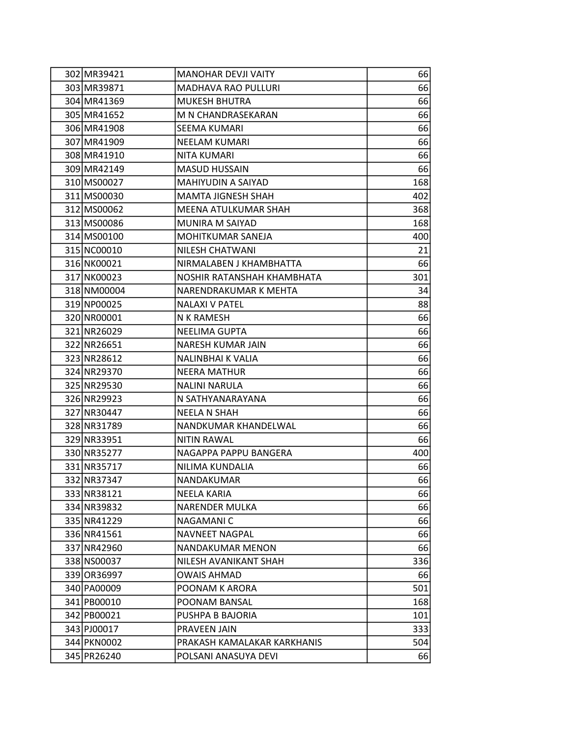| | | | |
|---|---|---|---|
| 302 | MR39421 | MANOHAR DEVJI VAITY | 66 |
| 303 | MR39871 | MADHAVA RAO PULLURI | 66 |
| 304 | MR41369 | MUKESH BHUTRA | 66 |
| 305 | MR41652 | M N CHANDRASEKARAN | 66 |
| 306 | MR41908 | SEEMA KUMARI | 66 |
| 307 | MR41909 | NEELAM KUMARI | 66 |
| 308 | MR41910 | NITA KUMARI | 66 |
| 309 | MR42149 | MASUD HUSSAIN | 66 |
| 310 | MS00027 | MAHIYUDIN A SAIYAD | 168 |
| 311 | MS00030 | MAMTA JIGNESH SHAH | 402 |
| 312 | MS00062 | MEENA ATULKUMAR SHAH | 368 |
| 313 | MS00086 | MUNIRA M SAIYAD | 168 |
| 314 | MS00100 | MOHITKUMAR SANEJA | 400 |
| 315 | NC00010 | NILESH CHATWANI | 21 |
| 316 | NK00021 | NIRMALABEN J KHAMBHATTA | 66 |
| 317 | NK00023 | NOSHIR RATANSHAH KHAMBHATA | 301 |
| 318 | NM00004 | NARENDRAKUMAR K MEHTA | 34 |
| 319 | NP00025 | NALAXI V PATEL | 88 |
| 320 | NR00001 | N K RAMESH | 66 |
| 321 | NR26029 | NEELIMA GUPTA | 66 |
| 322 | NR26651 | NARESH KUMAR JAIN | 66 |
| 323 | NR28612 | NALINBHAI K VALIA | 66 |
| 324 | NR29370 | NEERA MATHUR | 66 |
| 325 | NR29530 | NALINI NARULA | 66 |
| 326 | NR29923 | N SATHYANARAYANA | 66 |
| 327 | NR30447 | NEELA N SHAH | 66 |
| 328 | NR31789 | NANDKUMAR KHANDELWAL | 66 |
| 329 | NR33951 | NITIN RAWAL | 66 |
| 330 | NR35277 | NAGAPPA PAPPU BANGERA | 400 |
| 331 | NR35717 | NILIMA KUNDALIA | 66 |
| 332 | NR37347 | NANDAKUMAR | 66 |
| 333 | NR38121 | NEELA KARIA | 66 |
| 334 | NR39832 | NARENDER MULKA | 66 |
| 335 | NR41229 | NAGAMANI C | 66 |
| 336 | NR41561 | NAVNEET NAGPAL | 66 |
| 337 | NR42960 | NANDAKUMAR MENON | 66 |
| 338 | NS00037 | NILESH AVANIKANT SHAH | 336 |
| 339 | OR36997 | OWAIS AHMAD | 66 |
| 340 | PA00009 | POONAM K ARORA | 501 |
| 341 | PB00010 | POONAM BANSAL | 168 |
| 342 | PB00021 | PUSHPA B BAJORIA | 101 |
| 343 | PJ00017 | PRAVEEN JAIN | 333 |
| 344 | PKN0002 | PRAKASH KAMALAKAR KARKHANIS | 504 |
| 345 | PR26240 | POLSANI ANASUYA DEVI | 66 |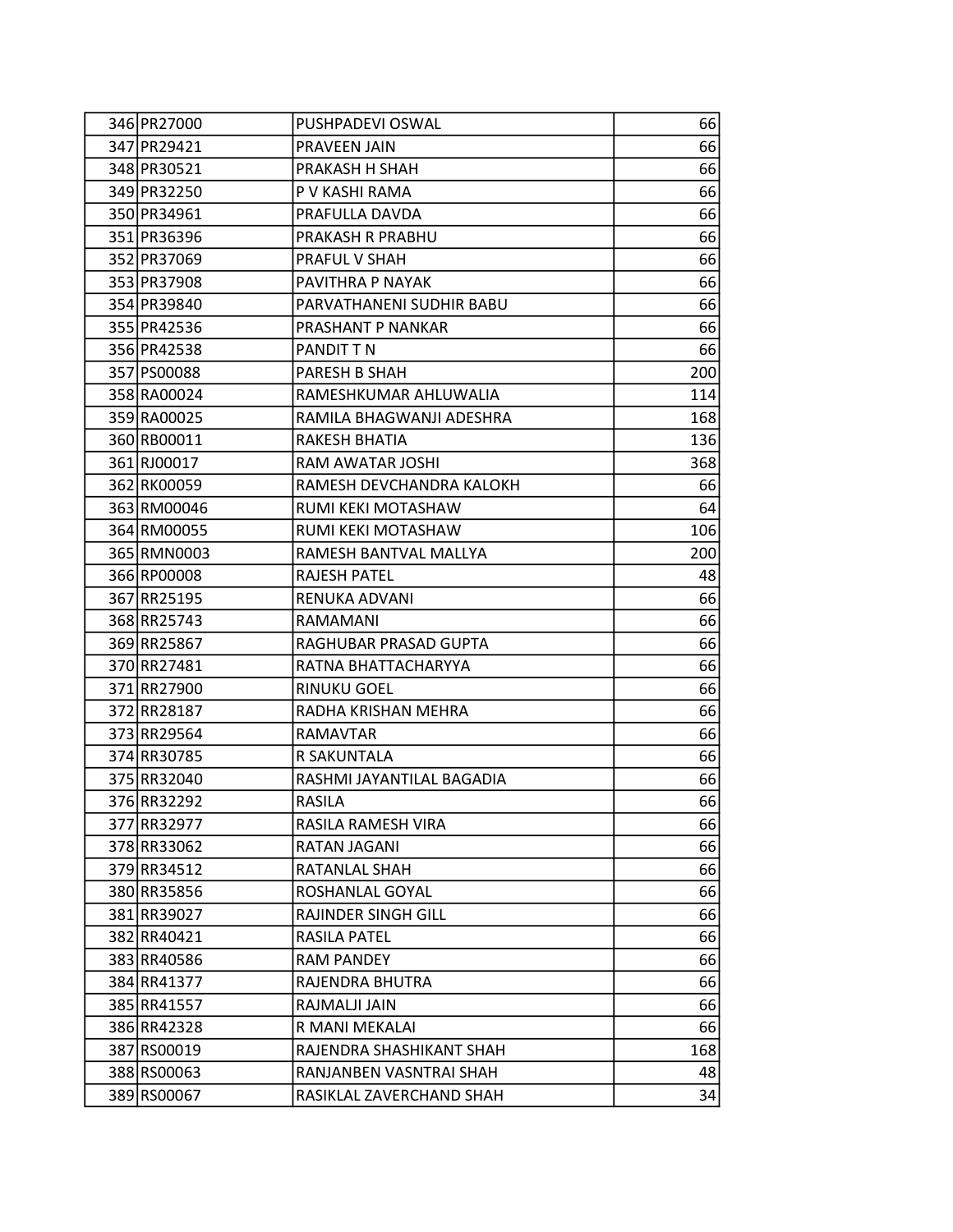| | | | |
|---|---|---|---|
| 346 | PR27000 | PUSHPADEVI OSWAL | 66 |
| 347 | PR29421 | PRAVEEN JAIN | 66 |
| 348 | PR30521 | PRAKASH H SHAH | 66 |
| 349 | PR32250 | P V KASHI RAMA | 66 |
| 350 | PR34961 | PRAFULLA DAVDA | 66 |
| 351 | PR36396 | PRAKASH R PRABHU | 66 |
| 352 | PR37069 | PRAFUL V SHAH | 66 |
| 353 | PR37908 | PAVITHRA P NAYAK | 66 |
| 354 | PR39840 | PARVATHANENI SUDHIR BABU | 66 |
| 355 | PR42536 | PRASHANT P NANKAR | 66 |
| 356 | PR42538 | PANDIT T N | 66 |
| 357 | PS00088 | PARESH B SHAH | 200 |
| 358 | RA00024 | RAMESHKUMAR AHLUWALIA | 114 |
| 359 | RA00025 | RAMILA BHAGWANJI ADESHRA | 168 |
| 360 | RB00011 | RAKESH BHATIA | 136 |
| 361 | RJ00017 | RAM AWATAR JOSHI | 368 |
| 362 | RK00059 | RAMESH DEVCHANDRA KALOKH | 66 |
| 363 | RM00046 | RUMI KEKI MOTASHAW | 64 |
| 364 | RM00055 | RUMI KEKI MOTASHAW | 106 |
| 365 | RMN0003 | RAMESH BANTVAL MALLYA | 200 |
| 366 | RP00008 | RAJESH PATEL | 48 |
| 367 | RR25195 | RENUKA ADVANI | 66 |
| 368 | RR25743 | RAMAMANI | 66 |
| 369 | RR25867 | RAGHUBAR PRASAD GUPTA | 66 |
| 370 | RR27481 | RATNA BHATTACHARYYA | 66 |
| 371 | RR27900 | RINUKU GOEL | 66 |
| 372 | RR28187 | RADHA KRISHAN MEHRA | 66 |
| 373 | RR29564 | RAMAVTAR | 66 |
| 374 | RR30785 | R SAKUNTALA | 66 |
| 375 | RR32040 | RASHMI JAYANTILAL BAGADIA | 66 |
| 376 | RR32292 | RASILA | 66 |
| 377 | RR32977 | RASILA RAMESH VIRA | 66 |
| 378 | RR33062 | RATAN JAGANI | 66 |
| 379 | RR34512 | RATANLAL SHAH | 66 |
| 380 | RR35856 | ROSHANLAL GOYAL | 66 |
| 381 | RR39027 | RAJINDER SINGH GILL | 66 |
| 382 | RR40421 | RASILA PATEL | 66 |
| 383 | RR40586 | RAM PANDEY | 66 |
| 384 | RR41377 | RAJENDRA BHUTRA | 66 |
| 385 | RR41557 | RAJMALJI JAIN | 66 |
| 386 | RR42328 | R MANI MEKALAI | 66 |
| 387 | RS00019 | RAJENDRA SHASHIKANT SHAH | 168 |
| 388 | RS00063 | RANJANBEN VASNTRAI SHAH | 48 |
| 389 | RS00067 | RASIKLAL ZAVERCHAND SHAH | 34 |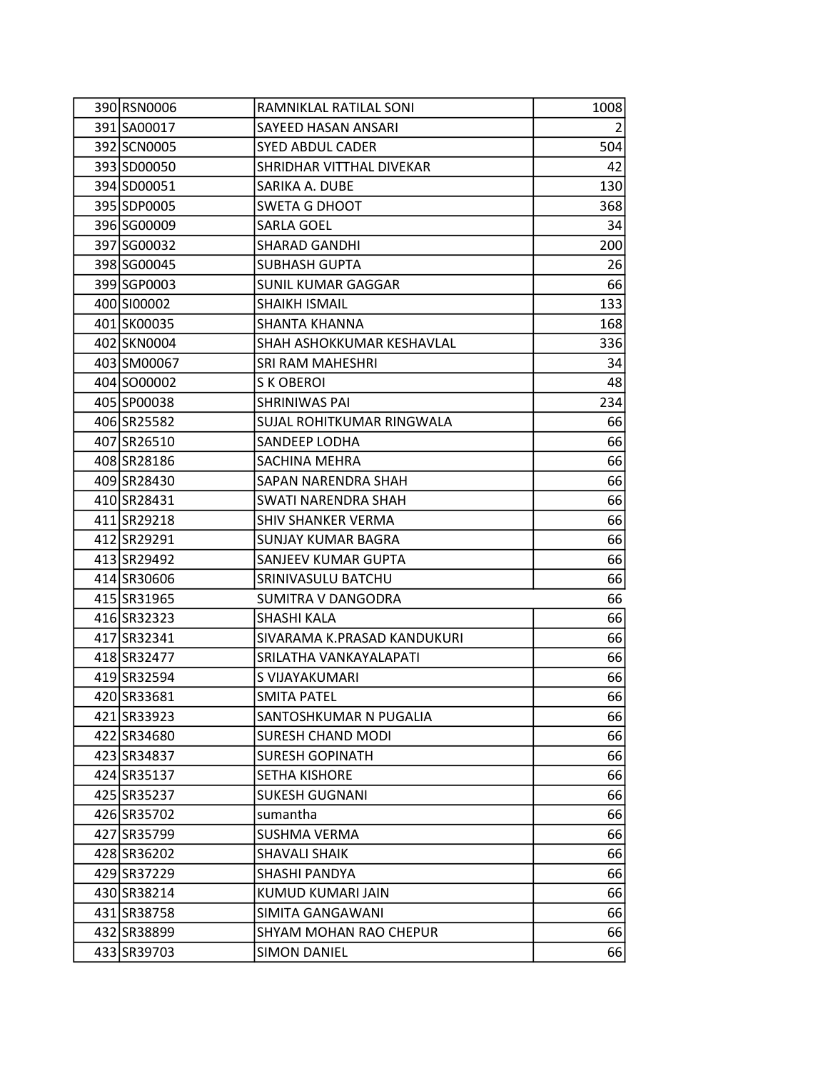| | | | |
|---|---|---|---|
| 390 | RSN0006 | RAMNIKLAL RATILAL SONI | 1008 |
| 391 | SA00017 | SAYEED HASAN ANSARI | 2 |
| 392 | SCN0005 | SYED ABDUL CADER | 504 |
| 393 | SD00050 | SHRIDHAR VITTHAL DIVEKAR | 42 |
| 394 | SD00051 | SARIKA A. DUBE | 130 |
| 395 | SDP0005 | SWETA G DHOOT | 368 |
| 396 | SG00009 | SARLA GOEL | 34 |
| 397 | SG00032 | SHARAD GANDHI | 200 |
| 398 | SG00045 | SUBHASH GUPTA | 26 |
| 399 | SGP0003 | SUNIL KUMAR GAGGAR | 66 |
| 400 | SI00002 | SHAIKH ISMAIL | 133 |
| 401 | SK00035 | SHANTA KHANNA | 168 |
| 402 | SKN0004 | SHAH ASHOKKUMAR KESHAVLAL | 336 |
| 403 | SM00067 | SRI RAM MAHESHRI | 34 |
| 404 | SO00002 | S K OBEROI | 48 |
| 405 | SP00038 | SHRINIWAS PAI | 234 |
| 406 | SR25582 | SUJAL ROHITKUMAR RINGWALA | 66 |
| 407 | SR26510 | SANDEEP LODHA | 66 |
| 408 | SR28186 | SACHINA MEHRA | 66 |
| 409 | SR28430 | SAPAN NARENDRA SHAH | 66 |
| 410 | SR28431 | SWATI NARENDRA SHAH | 66 |
| 411 | SR29218 | SHIV SHANKER VERMA | 66 |
| 412 | SR29291 | SUNJAY KUMAR BAGRA | 66 |
| 413 | SR29492 | SANJEEV KUMAR GUPTA | 66 |
| 414 | SR30606 | SRINIVASULU BATCHU | 66 |
| 415 | SR31965 | SUMITRA V DANGODRA | 66 |
| 416 | SR32323 | SHASHI KALA | 66 |
| 417 | SR32341 | SIVARAMA K.PRASAD KANDUKURI | 66 |
| 418 | SR32477 | SRILATHA VANKAYALAPATI | 66 |
| 419 | SR32594 | S VIJAYAKUMARI | 66 |
| 420 | SR33681 | SMITA PATEL | 66 |
| 421 | SR33923 | SANTOSHKUMAR N PUGALIA | 66 |
| 422 | SR34680 | SURESH CHAND MODI | 66 |
| 423 | SR34837 | SURESH GOPINATH | 66 |
| 424 | SR35137 | SETHA KISHORE | 66 |
| 425 | SR35237 | SUKESH GUGNANI | 66 |
| 426 | SR35702 | sumantha | 66 |
| 427 | SR35799 | SUSHMA VERMA | 66 |
| 428 | SR36202 | SHAVALI SHAIK | 66 |
| 429 | SR37229 | SHASHI PANDYA | 66 |
| 430 | SR38214 | KUMUD KUMARI JAIN | 66 |
| 431 | SR38758 | SIMITA GANGAWANI | 66 |
| 432 | SR38899 | SHYAM MOHAN RAO CHEPUR | 66 |
| 433 | SR39703 | SIMON DANIEL | 66 |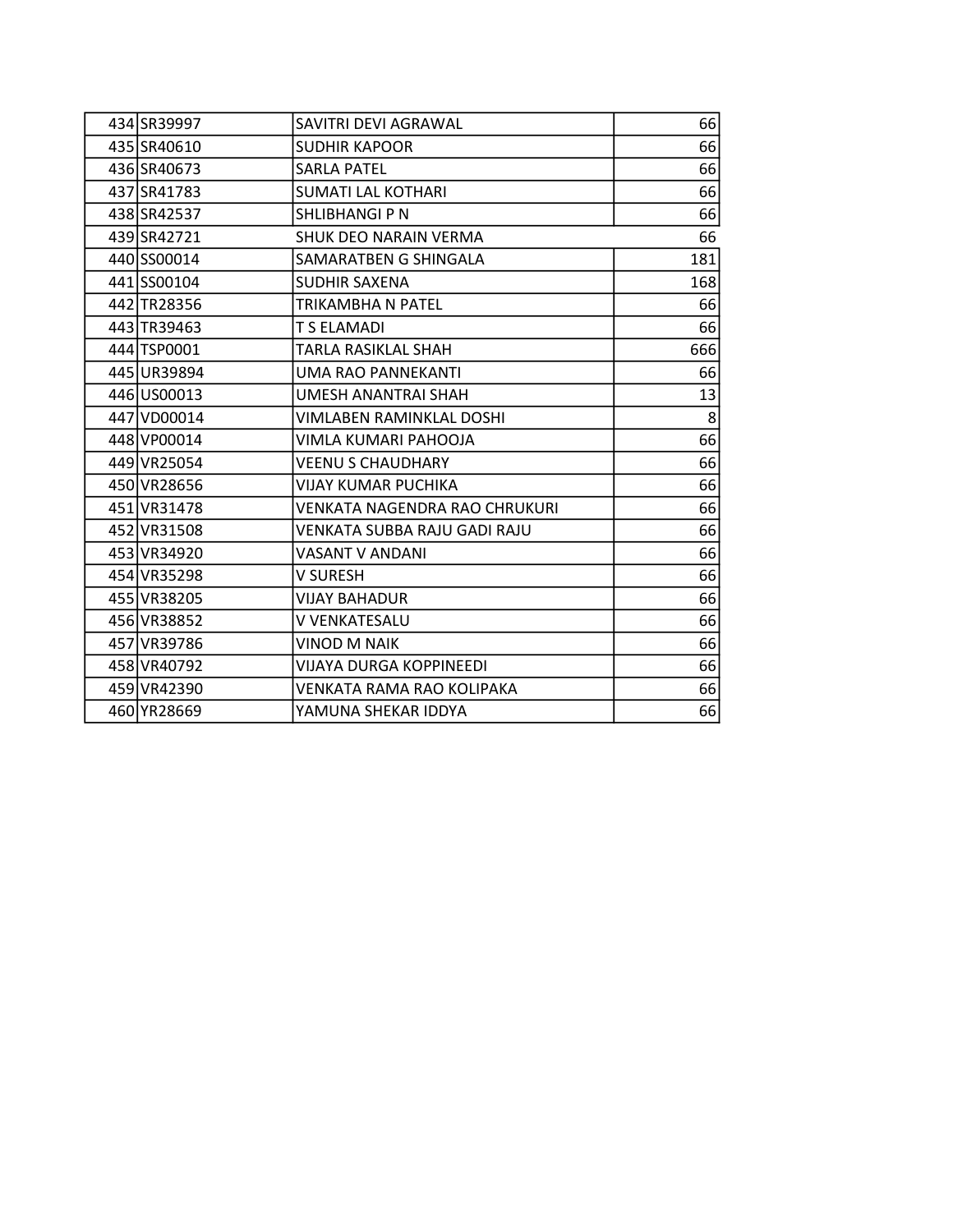| | | | |
|---|---|---|---|
| 434 | SR39997 | SAVITRI DEVI AGRAWAL | 66 |
| 435 | SR40610 | SUDHIR KAPOOR | 66 |
| 436 | SR40673 | SARLA PATEL | 66 |
| 437 | SR41783 | SUMATI LAL KOTHARI | 66 |
| 438 | SR42537 | SHLIBHANGI P N | 66 |
| 439 | SR42721 | SHUK DEO NARAIN VERMA | 66 |
| 440 | SS00014 | SAMARATBEN G SHINGALA | 181 |
| 441 | SS00104 | SUDHIR SAXENA | 168 |
| 442 | TR28356 | TRIKAMBHA N PATEL | 66 |
| 443 | TR39463 | T S ELAMADI | 66 |
| 444 | TSP0001 | TARLA RASIKLAL SHAH | 666 |
| 445 | UR39894 | UMA RAO PANNEKANTI | 66 |
| 446 | US00013 | UMESH ANANTRAI SHAH | 13 |
| 447 | VD00014 | VIMLABEN RAMINKLAL DOSHI | 8 |
| 448 | VP00014 | VIMLA KUMARI PAHOOJA | 66 |
| 449 | VR25054 | VEENU S CHAUDHARY | 66 |
| 450 | VR28656 | VIJAY KUMAR PUCHIKA | 66 |
| 451 | VR31478 | VENKATA NAGENDRA RAO CHRUKURI | 66 |
| 452 | VR31508 | VENKATA SUBBA RAJU GADI RAJU | 66 |
| 453 | VR34920 | VASANT V ANDANI | 66 |
| 454 | VR35298 | V SURESH | 66 |
| 455 | VR38205 | VIJAY BAHADUR | 66 |
| 456 | VR38852 | V VENKATESALU | 66 |
| 457 | VR39786 | VINOD M NAIK | 66 |
| 458 | VR40792 | VIJAYA DURGA KOPPINEEDI | 66 |
| 459 | VR42390 | VENKATA RAMA RAO KOLIPAKA | 66 |
| 460 | YR28669 | YAMUNA SHEKAR IDDYA | 66 |